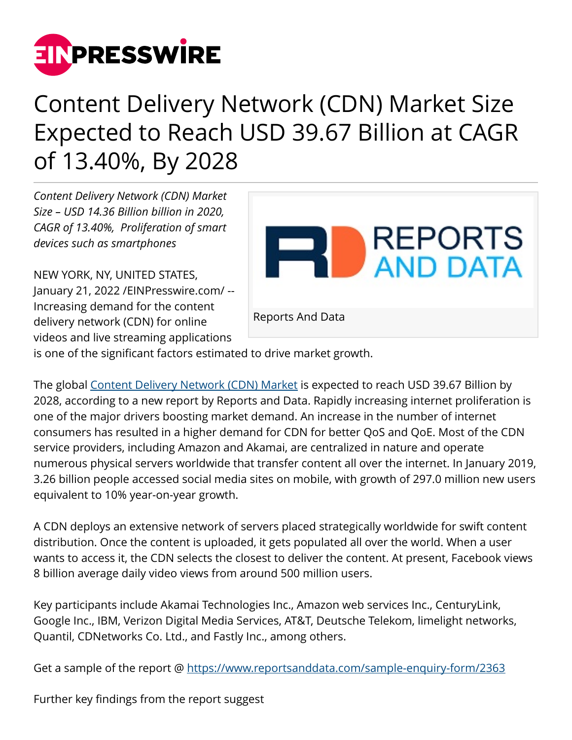# Content Delivery Network (CDN) Market Size Expected to Reach USD 39.67 Billion at CAGR of 13.40%, By 2028

*Content Delivery Network (CDN) Market Size – USD 14.36 Billion billion in 2020, CAGR of 13.40%, Proliferation of smart devices such as smartphones*

Reports And Data

NEW YORK, NY, UNITED STATES, January 21, 2022 /EINPresswire.com/ -- Increasing demand for the content delivery network (CDN) for online videos and live streaming applications is one of the significant factors estimated to drive market growth.

The global [Content Delivery Network (CDN) Market](#) is expected to reach USD 39.67 Billion by 2028, according to a new report by Reports and Data. Rapidly increasing internet proliferation is one of the major drivers boosting market demand. An increase in the number of internet consumers has resulted in a higher demand for CDN for better QoS and QoE. Most of the CDN service providers, including Amazon and Akamai, are centralized in nature and operate numerous physical servers worldwide that transfer content all over the internet. In January 2019, 3.26 billion people accessed social media sites on mobile, with growth of 297.0 million new users equivalent to 10% year-on-year growth.

A CDN deploys an extensive network of servers placed strategically worldwide for swift content distribution. Once the content is uploaded, it gets populated all over the world. When a user wants to access it, the CDN selects the closest to deliver the content. At present, Facebook views 8 billion average daily video views from around 500 million users.

Key participants include Akamai Technologies Inc., Amazon web services Inc., CenturyLink, Google Inc., IBM, Verizon Digital Media Services, AT&T, Deutsche Telekom, limelight networks, Quantil, CDNetworks Co. Ltd., and Fastly Inc., among others.

Get a sample of the report @ https://www.reportsanddata.com/sample-enquiry-form/2363

Further key findings from the report suggest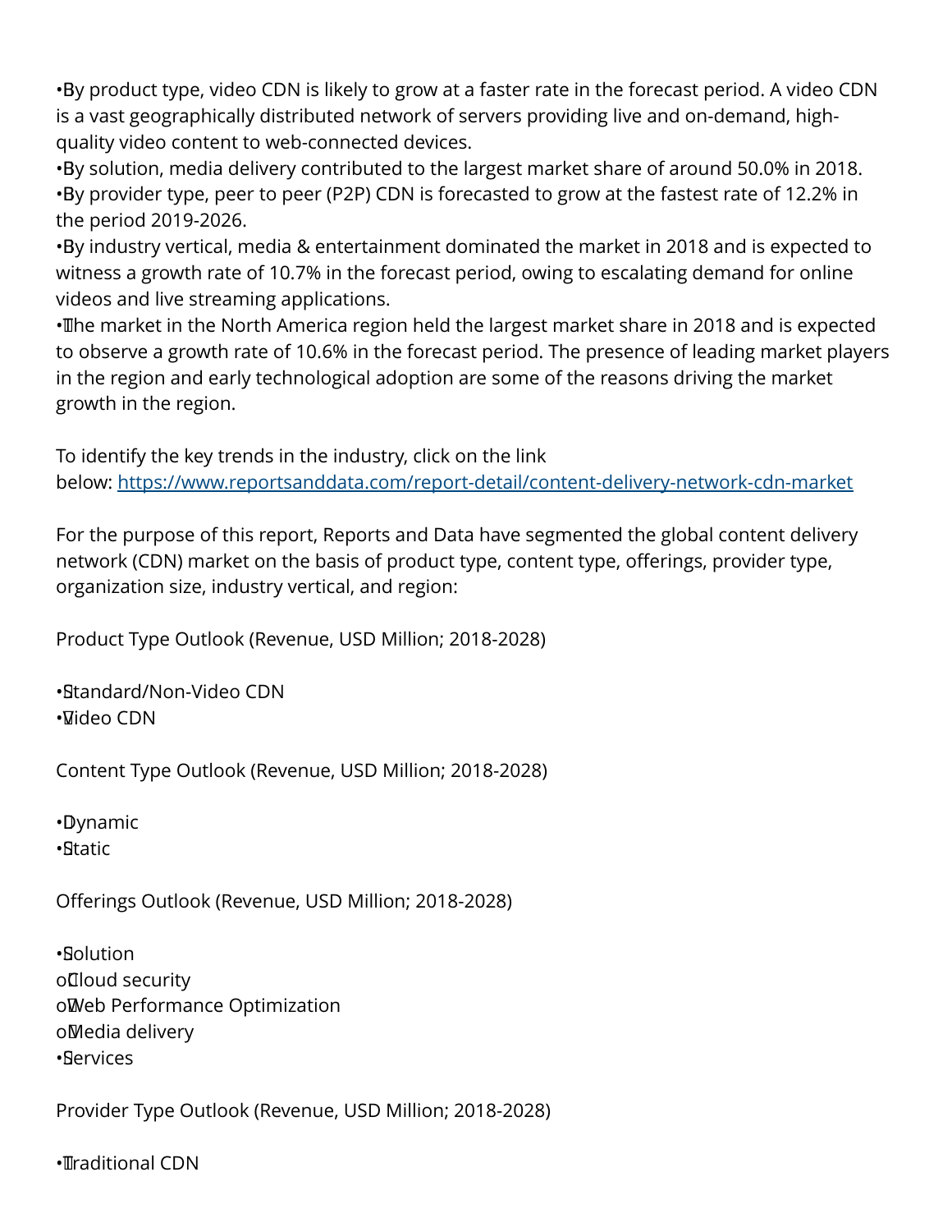- By product type, video CDN is likely to grow at a faster rate in the forecast period. A video CDN is a vast geographically distributed network of servers providing live and on-demand, high-quality video content to web-connected devices.
- By solution, media delivery contributed to the largest market share of around 50.0% in 2018.
- By provider type, peer to peer (P2P) CDN is forecasted to grow at the fastest rate of 12.2% in the period 2019-2026.
- By industry vertical, media & entertainment dominated the market in 2018 and is expected to witness a growth rate of 10.7% in the forecast period, owing to escalating demand for online videos and live streaming applications.
- The market in the North America region held the largest market share in 2018 and is expected to observe a growth rate of 10.6% in the forecast period. The presence of leading market players in the region and early technological adoption are some of the reasons driving the market growth in the region.

To identify the key trends in the industry, click on the link below: [https://www.reportsanddata.com/report-detail/content-delivery-network-cdn-market](https://www.reportsanddata.com/report-detail/content-delivery-network-cdn-market)

For the purpose of this report, Reports and Data have segmented the global content delivery network (CDN) market on the basis of product type, content type, offerings, provider type, organization size, industry vertical, and region:

Product Type Outlook (Revenue, USD Million; 2018-2028)

- Standard/Non-Video CDN
- Video CDN

Content Type Outlook (Revenue, USD Million; 2018-2028)

- Dynamic
- Static

Offerings Outlook (Revenue, USD Million; 2018-2028)

- Solution
  - Cloud security
  - Web Performance Optimization
  - Media delivery
- Services

Provider Type Outlook (Revenue, USD Million; 2018-2028)

- Traditional CDN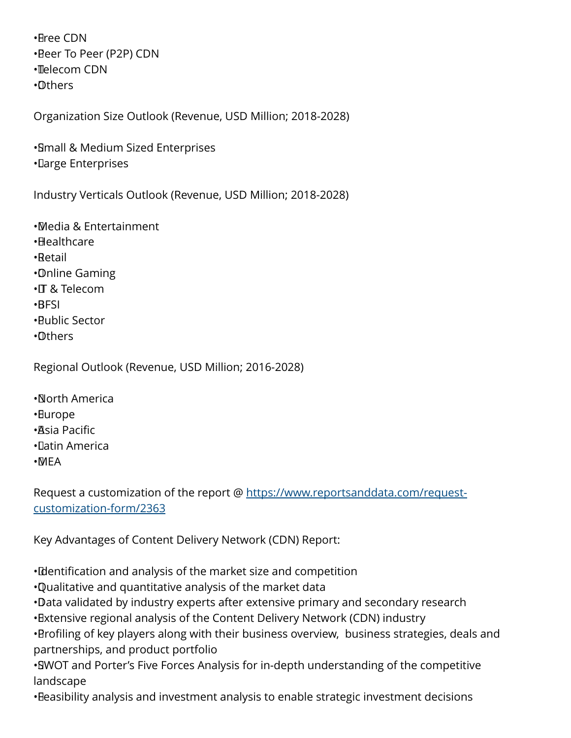- Free CDN
- Peer To Peer (P2P) CDN
- Telecom CDN
- Others

Organization Size Outlook (Revenue, USD Million; 2018-2028)

- Small & Medium Sized Enterprises
- Large Enterprises

Industry Verticals Outlook (Revenue, USD Million; 2018-2028)

- Media & Entertainment
- Healthcare
- Retail
- Online Gaming
- IT & Telecom
- BFSI
- Public Sector
- Others

Regional Outlook (Revenue, USD Million; 2016-2028)

- North America
- Europe
- Asia Pacific
- Latin America
- MEA

Request a customization of the report @ [https://www.reportsanddata.com/request-customization-form/2363](https://www.reportsanddata.com/request-customization-form/2363)

Key Advantages of Content Delivery Network (CDN) Report:

- Identification and analysis of the market size and competition
- Qualitative and quantitative analysis of the market data
- Data validated by industry experts after extensive primary and secondary research
- Extensive regional analysis of the Content Delivery Network (CDN) industry
- Profiling of key players along with their business overview, business strategies, deals and partnerships, and product portfolio
- SWOT and Porter's Five Forces Analysis for in-depth understanding of the competitive landscape
- Feasibility analysis and investment analysis to enable strategic investment decisions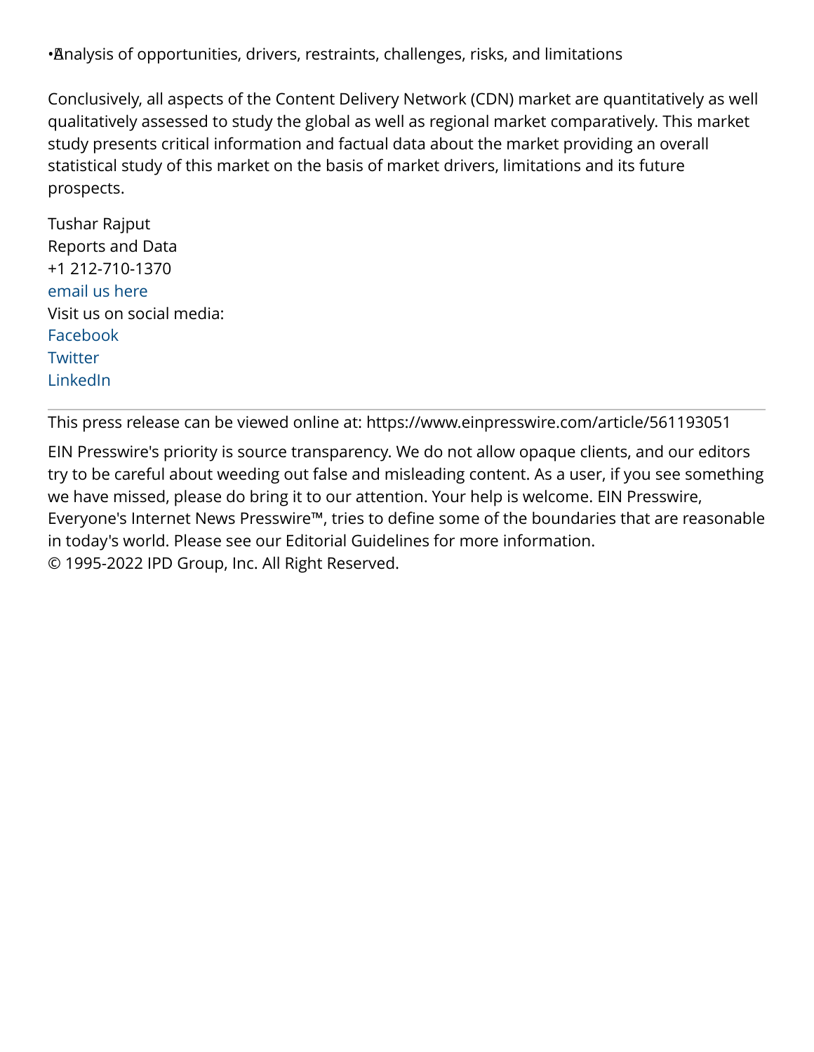• Analysis of opportunities, drivers, restraints, challenges, risks, and limitations

Conclusively, all aspects of the Content Delivery Network (CDN) market are quantitatively as well qualitatively assessed to study the global as well as regional market comparatively. This market study presents critical information and factual data about the market providing an overall statistical study of this market on the basis of market drivers, limitations and its future prospects.

Tushar Rajput
Reports and Data
+1 212-710-1370
email us here
Visit us on social media:
Facebook
Twitter
LinkedIn

---

This press release can be viewed online at: https://www.einpresswire.com/article/561193051

EIN Presswire's priority is source transparency. We do not allow opaque clients, and our editors try to be careful about weeding out false and misleading content. As a user, if you see something we have missed, please do bring it to our attention. Your help is welcome. EIN Presswire, Everyone's Internet News Presswire™, tries to define some of the boundaries that are reasonable in today's world. Please see our Editorial Guidelines for more information.
© 1995-2022 IPD Group, Inc. All Right Reserved.